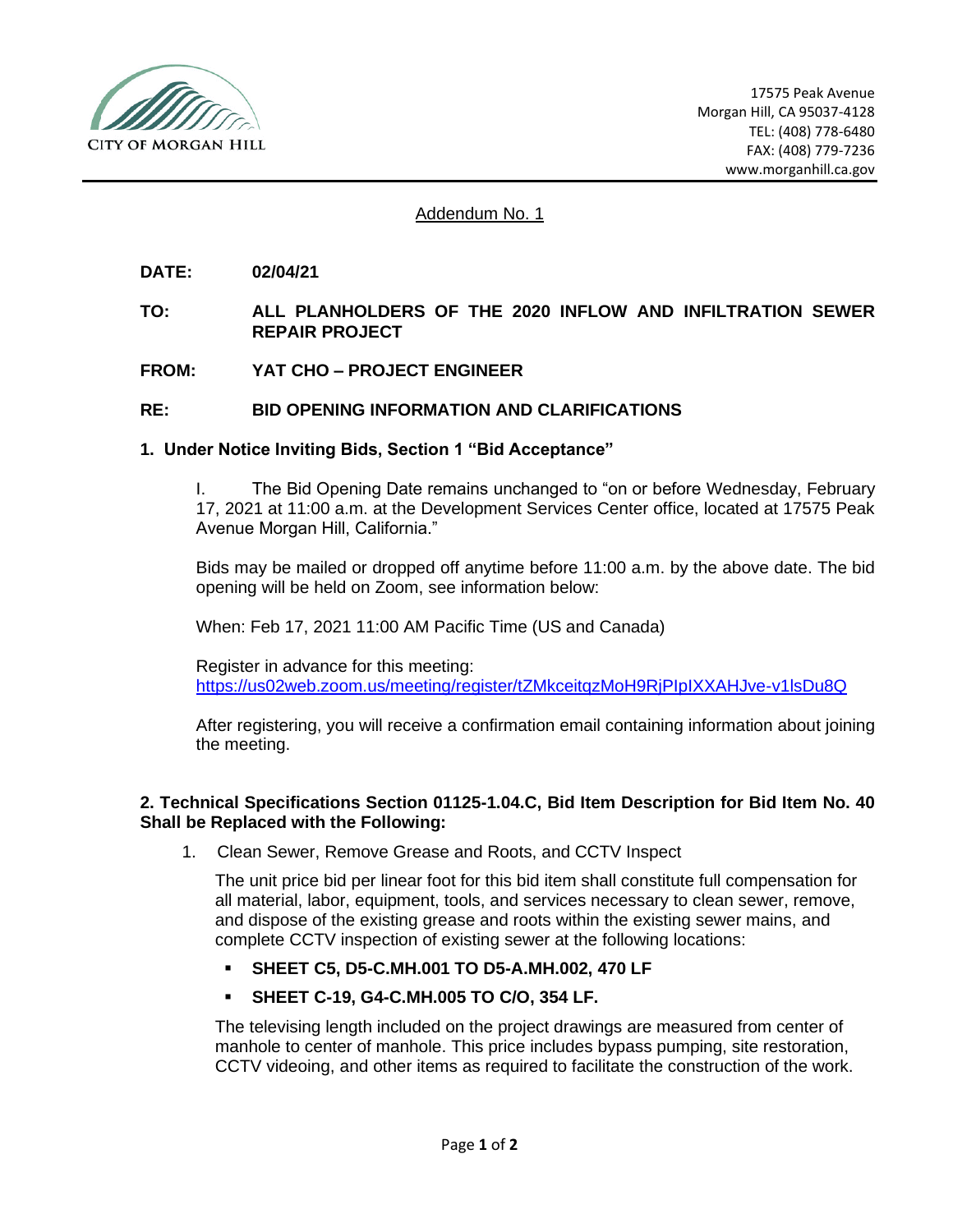CITY OF MORGAN HILL

17575 Peak Avenue
Morgan Hill, CA 95037-4128
TEL: (408) 778-6480
FAX: (408) 779-7236
www.morganhill.ca.gov

# Addendum No. 1

**DATE:** **02/04/21**

**TO:** **ALL PLANHOLDERS OF THE 2020 INFLOW AND INFILTRATION SEWER REPAIR PROJECT**

**FROM:** **YAT CHO – PROJECT ENGINEER**

**RE:** **BID OPENING INFORMATION AND CLARIFICATIONS**

### 1. Under Notice Inviting Bids, Section 1 "Bid Acceptance"

I. The Bid Opening Date remains unchanged to "on or before Wednesday, February 17, 2021 at 11:00 a.m. at the Development Services Center office, located at 17575 Peak Avenue Morgan Hill, California."

Bids may be mailed or dropped off anytime before 11:00 a.m. by the above date. The bid opening will be held on Zoom, see information below:

When: Feb 17, 2021 11:00 AM Pacific Time (US and Canada)

Register in advance for this meeting:
https://us02web.zoom.us/meeting/register/tZMkceitqzMoH9RjPIpIXXAHJve-v1lsDu8Q

After registering, you will receive a confirmation email containing information about joining the meeting.

### 2. Technical Specifications Section 01125-1.04.C, Bid Item Description for Bid Item No. 40 Shall be Replaced with the Following:

1. Clean Sewer, Remove Grease and Roots, and CCTV Inspect

   The unit price bid per linear foot for this bid item shall constitute full compensation for all material, labor, equipment, tools, and services necessary to clean sewer, remove, and dispose of the existing grease and roots within the existing sewer mains, and complete CCTV inspection of existing sewer at the following locations:

   - **SHEET C5, D5-C.MH.001 TO D5-A.MH.002, 470 LF**
   - **SHEET C-19, G4-C.MH.005 TO C/O, 354 LF.**

   The televising length included on the project drawings are measured from center of manhole to center of manhole. This price includes bypass pumping, site restoration, CCTV videoing, and other items as required to facilitate the construction of the work.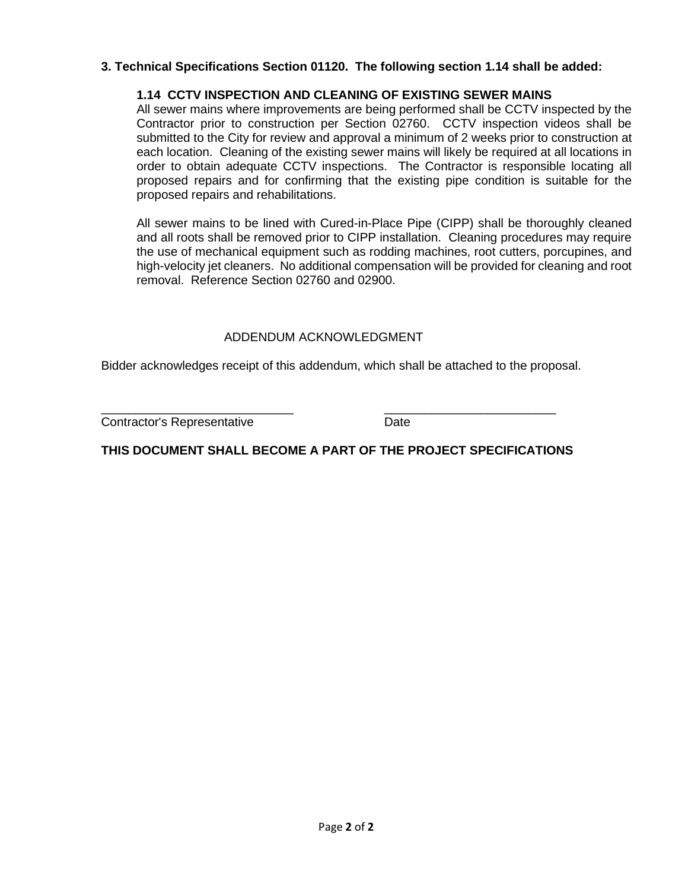**3. Technical Specifications Section 01120. The following section 1.14 shall be added:**

**1.14 CCTV INSPECTION AND CLEANING OF EXISTING SEWER MAINS**

All sewer mains where improvements are being performed shall be CCTV inspected by the Contractor prior to construction per Section 02760. CCTV inspection videos shall be submitted to the City for review and approval a minimum of 2 weeks prior to construction at each location. Cleaning of the existing sewer mains will likely be required at all locations in order to obtain adequate CCTV inspections. The Contractor is responsible locating all proposed repairs and for confirming that the existing pipe condition is suitable for the proposed repairs and rehabilitations.

All sewer mains to be lined with Cured-in-Place Pipe (CIPP) shall be thoroughly cleaned and all roots shall be removed prior to CIPP installation. Cleaning procedures may require the use of mechanical equipment such as rodding machines, root cutters, porcupines, and high-velocity jet cleaners. No additional compensation will be provided for cleaning and root removal. Reference Section 02760 and 02900.

ADDENDUM ACKNOWLEDGMENT

Bidder acknowledges receipt of this addendum, which shall be attached to the proposal.

\_\_\_\_\_\_\_\_\_\_\_\_\_\_\_\_\_\_\_\_\_\_\_\_\_\_\_\_ \_\_\_\_\_\_\_\_\_\_\_\_\_\_\_\_\_\_\_\_\_\_\_\_\_\_

Contractor's Representative Date

**THIS DOCUMENT SHALL BECOME A PART OF THE PROJECT SPECIFICATIONS**